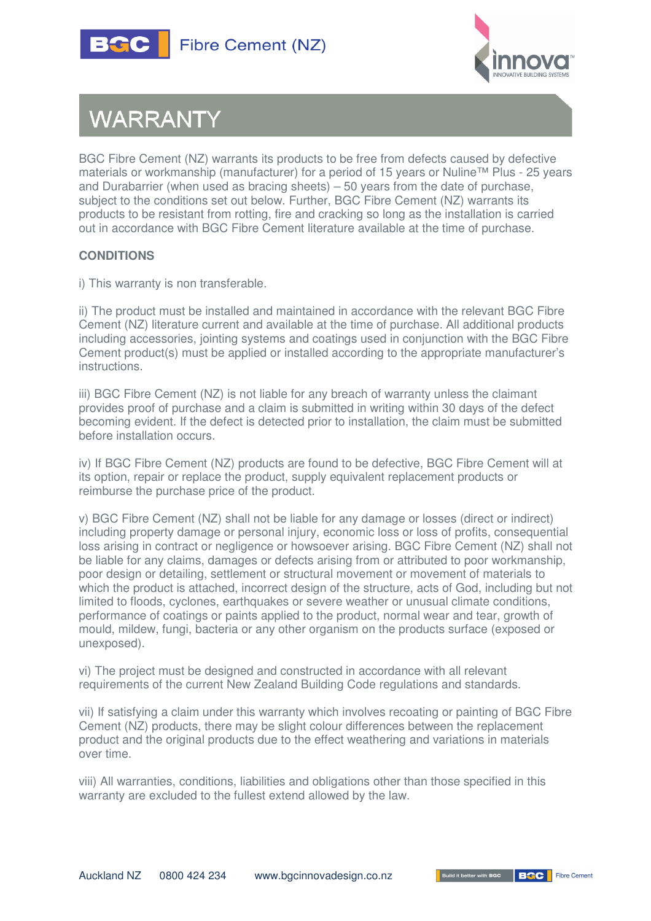# WARRANTY

BGC Fibre Cement (NZ) warrants its products to be free from defects caused by defective materials or workmanship (manufacturer) for a period of 15 years or Nuline™ Plus - 25 years and Durabarrier (when used as bracing sheets) – 50 years from the date of purchase, subject to the conditions set out below. Further, BGC Fibre Cement (NZ) warrants its products to be resistant from rotting, fire and cracking so long as the installation is carried out in accordance with BGC Fibre Cement literature available at the time of purchase.

**CONDITIONS**

i) This warranty is non transferable.

ii) The product must be installed and maintained in accordance with the relevant BGC Fibre Cement (NZ) literature current and available at the time of purchase. All additional products including accessories, jointing systems and coatings used in conjunction with the BGC Fibre Cement product(s) must be applied or installed according to the appropriate manufacturer's instructions.

iii) BGC Fibre Cement (NZ) is not liable for any breach of warranty unless the claimant provides proof of purchase and a claim is submitted in writing within 30 days of the defect becoming evident. If the defect is detected prior to installation, the claim must be submitted before installation occurs.

iv) If BGC Fibre Cement (NZ) products are found to be defective, BGC Fibre Cement will at its option, repair or replace the product, supply equivalent replacement products or reimburse the purchase price of the product.

v) BGC Fibre Cement (NZ) shall not be liable for any damage or losses (direct or indirect) including property damage or personal injury, economic loss or loss of profits, consequential loss arising in contract or negligence or howsoever arising. BGC Fibre Cement (NZ) shall not be liable for any claims, damages or defects arising from or attributed to poor workmanship, poor design or detailing, settlement or structural movement or movement of materials to which the product is attached, incorrect design of the structure, acts of God, including but not limited to floods, cyclones, earthquakes or severe weather or unusual climate conditions, performance of coatings or paints applied to the product, normal wear and tear, growth of mould, mildew, fungi, bacteria or any other organism on the products surface (exposed or unexposed).

vi) The project must be designed and constructed in accordance with all relevant requirements of the current New Zealand Building Code regulations and standards.

vii) If satisfying a claim under this warranty which involves recoating or painting of BGC Fibre Cement (NZ) products, there may be slight colour differences between the replacement product and the original products due to the effect weathering and variations in materials over time.

viii) All warranties, conditions, liabilities and obligations other than those specified in this warranty are excluded to the fullest extend allowed by the law.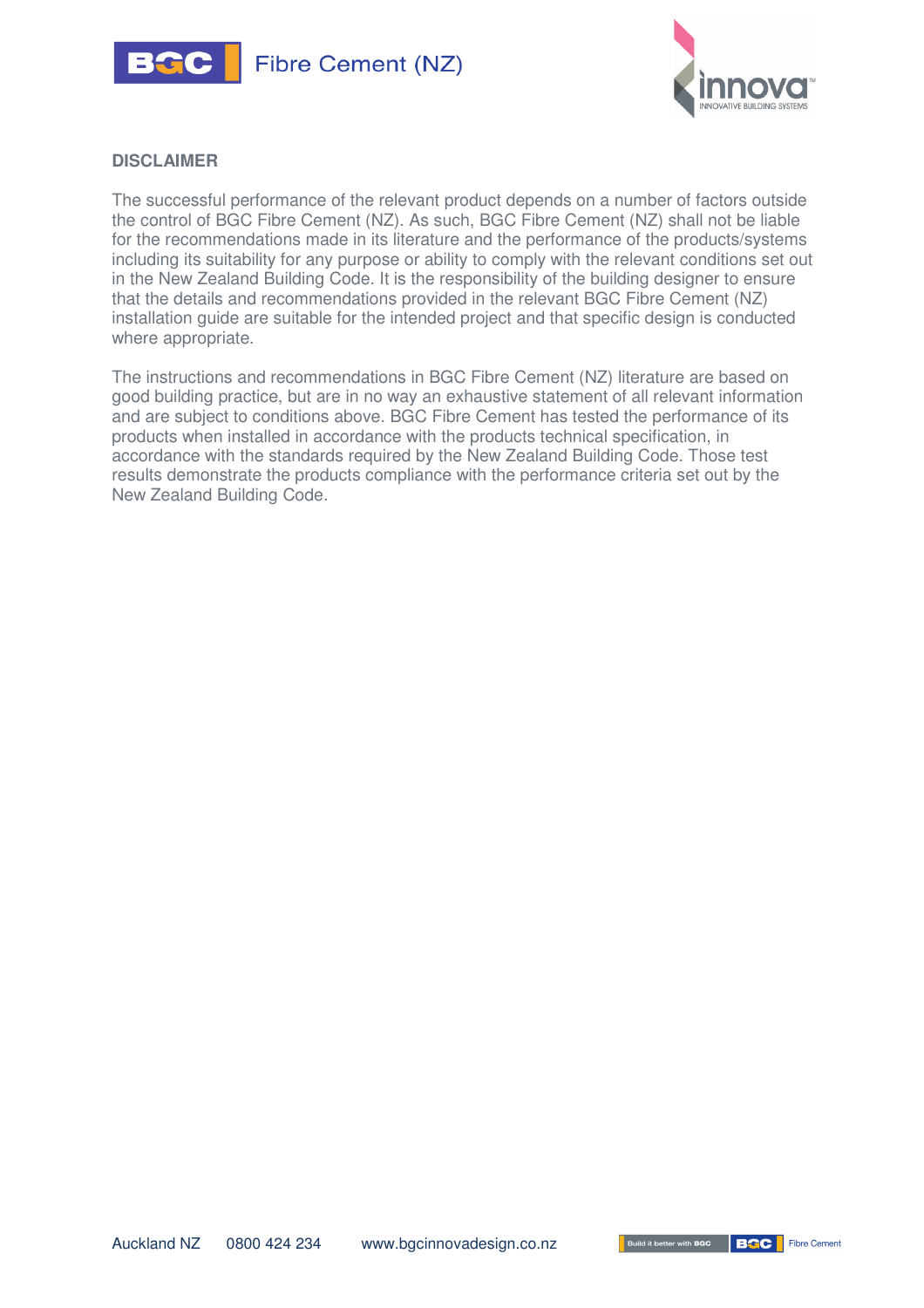## DISCLAIMER

The successful performance of the relevant product depends on a number of factors outside the control of BGC Fibre Cement (NZ). As such, BGC Fibre Cement (NZ) shall not be liable for the recommendations made in its literature and the performance of the products/systems including its suitability for any purpose or ability to comply with the relevant conditions set out in the New Zealand Building Code. It is the responsibility of the building designer to ensure that the details and recommendations provided in the relevant BGC Fibre Cement (NZ) installation guide are suitable for the intended project and that specific design is conducted where appropriate.

The instructions and recommendations in BGC Fibre Cement (NZ) literature are based on good building practice, but are in no way an exhaustive statement of all relevant information and are subject to conditions above. BGC Fibre Cement has tested the performance of its products when installed in accordance with the products technical specification, in accordance with the standards required by the New Zealand Building Code. Those test results demonstrate the products compliance with the performance criteria set out by the New Zealand Building Code.

Auckland NZ 0800 424 234 www.bgcinnovadesign.co.nz